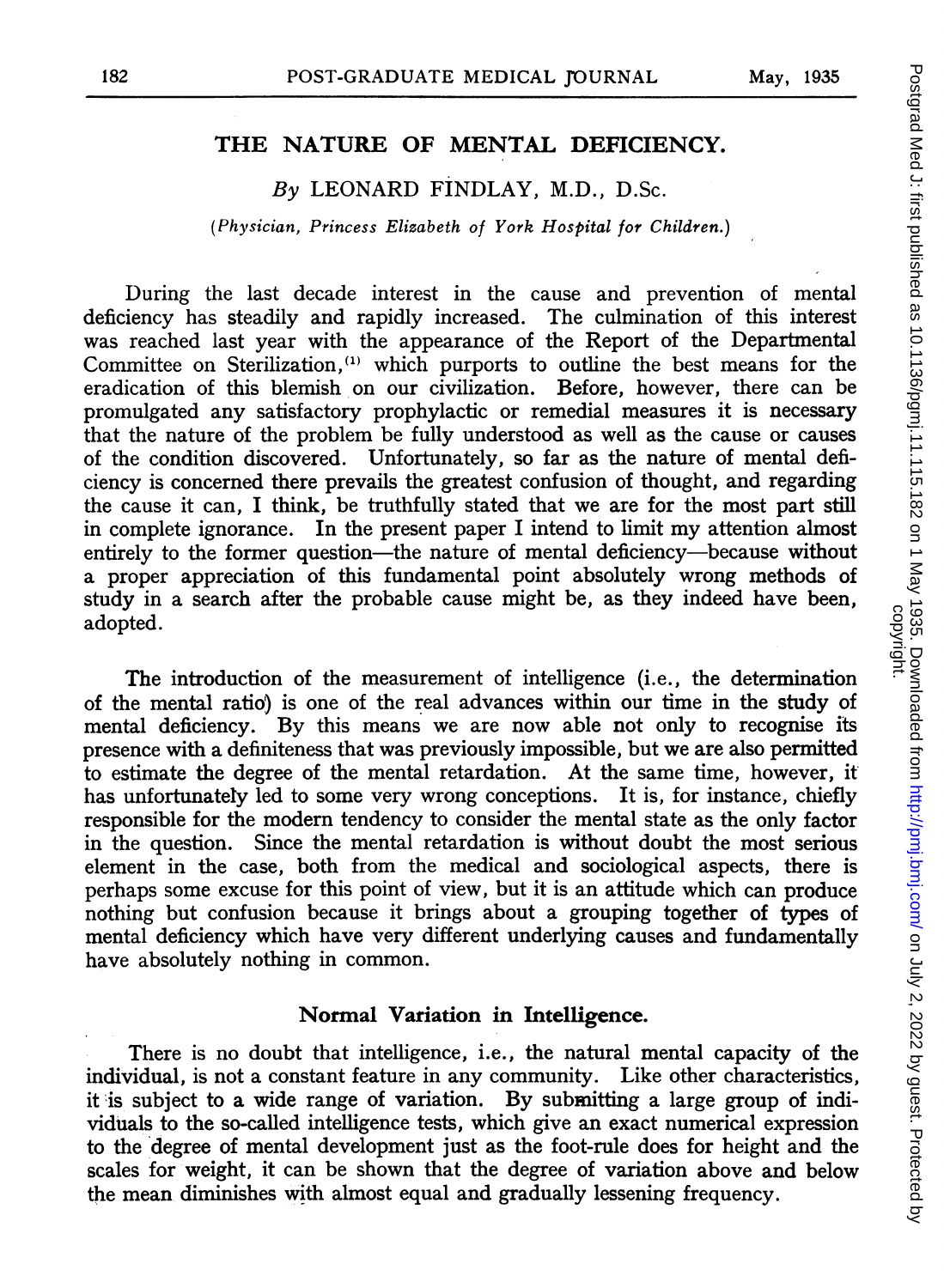# THE NATURE OF MENTAL DEFICIENCY.

*By* LEONARD FINDLAY, M.D., D.Sc.

*(Physician, Princess Elizabeth of York Hospital for Children.)*

During the last decade interest in the cause and prevention of mental deficiency has steadily and rapidly increased. The culmination of this interest was reached last year with the appearance of the Report of the Departmental Committee on Sterilization,[1] which purports to outline the best means for the eradication of this blemish on our civilization. Before, however, there can be promulgated any satisfactory prophylactic or remedial measures it is necessary that the nature of the problem be fully understood as well as the cause or causes of the condition discovered. Unfortunately, so far as the nature of mental deficiency is concerned there prevails the greatest confusion of thought, and regarding the cause it can, I think, be truthfully stated that we are for the most part still in complete ignorance. In the present paper I intend to limit my attention almost entirely to the former question—the nature of mental deficiency—because without a proper appreciation of this fundamental point absolutely wrong methods of study in a search after the probable cause might be, as they indeed have been, adopted.

The introduction of the measurement of intelligence (i.e., the determination of the mental ratio) is one of the real advances within our time in the study of mental deficiency. By this means we are now able not only to recognise its presence with a definiteness that was previously impossible, but we are also permitted to estimate the degree of the mental retardation. At the same time, however, it has unfortunately led to some very wrong conceptions. It is, for instance, chiefly responsible for the modern tendency to consider the mental state as the only factor in the question. Since the mental retardation is without doubt the most serious element in the case, both from the medical and sociological aspects, there is perhaps some excuse for this point of view, but it is an attitude which can produce nothing but confusion because it brings about a grouping together of types of mental deficiency which have very different underlying causes and fundamentally have absolutely nothing in common.

## Normal Variation in Intelligence.

There is no doubt that intelligence, i.e., the natural mental capacity of the individual, is not a constant feature in any community. Like other characteristics, it is subject to a wide range of variation. By submitting a large group of individuals to the so-called intelligence tests, which give an exact numerical expression to the degree of mental development just as the foot-rule does for height and the scales for weight, it can be shown that the degree of variation above and below the mean diminishes with almost equal and gradually lessening frequency.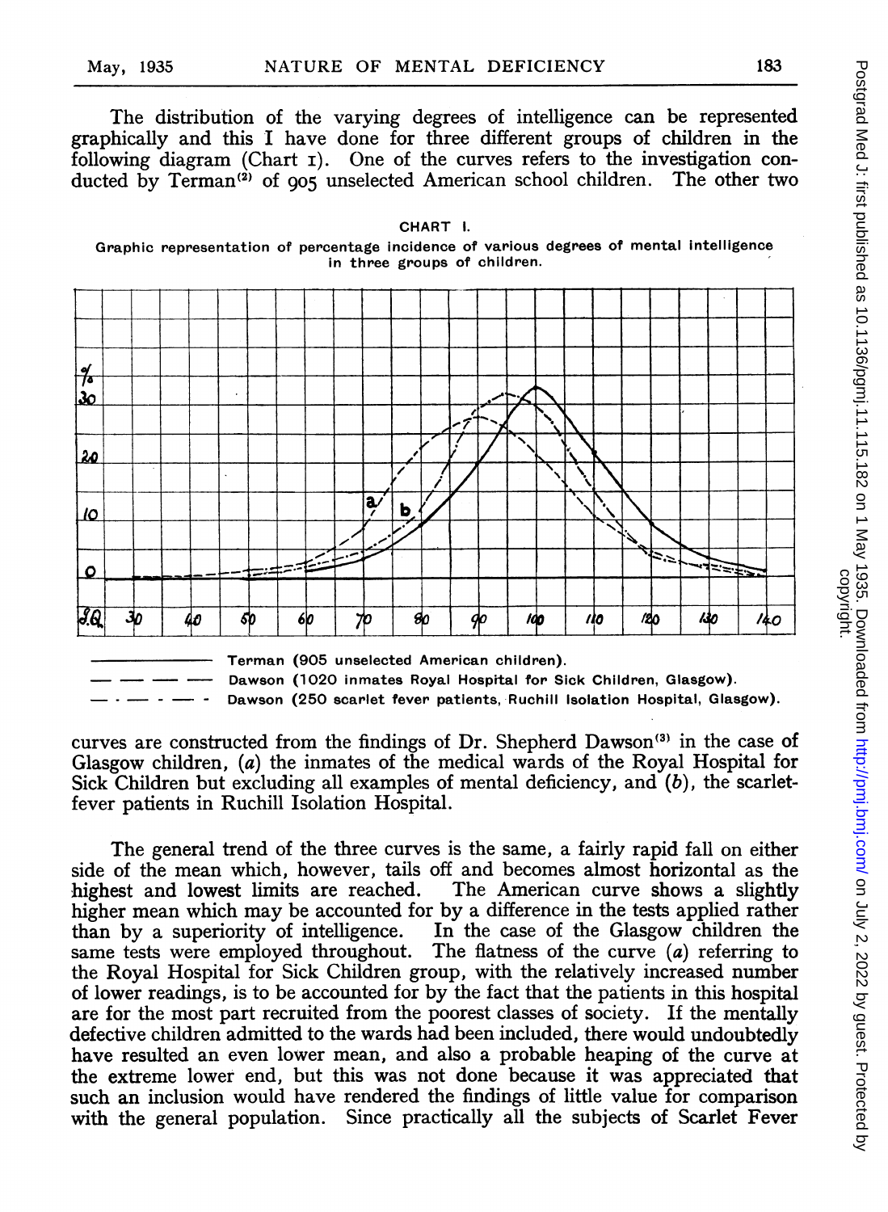The distribution of the varying degrees of intelligence can be represented graphically and this I have done for three different groups of children in the following diagram (Chart I). One of the curves refers to the investigation conducted by Terman[2] of 905 unselected American school children. The other two

CHART I.

Graphic representation of percentage incidence of various degrees of mental intelligence in three groups of children.

——— Terman (905 unselected American children).

— — — — Dawson (1020 inmates Royal Hospital for Sick Children, Glasgow).

— · — · — Dawson (250 scarlet fever patients, Ruchill Isolation Hospital, Glasgow).

curves are constructed from the findings of Dr. Shepherd Dawson[3] in the case of Glasgow children, (*a*) the inmates of the medical wards of the Royal Hospital for Sick Children but excluding all examples of mental deficiency, and (*b*), the scarlet-fever patients in Ruchill Isolation Hospital.

The general trend of the three curves is the same, a fairly rapid fall on either side of the mean which, however, tails off and becomes almost horizontal as the highest and lowest limits are reached. The American curve shows a slightly higher mean which may be accounted for by a difference in the tests applied rather than by a superiority of intelligence. In the case of the Glasgow children the same tests were employed throughout. The flatness of the curve (*a*) referring to the Royal Hospital for Sick Children group, with the relatively increased number of lower readings, is to be accounted for by the fact that the patients in this hospital are for the most part recruited from the poorest classes of society. If the mentally defective children admitted to the wards had been included, there would undoubtedly have resulted an even lower mean, and also a probable heaping of the curve at the extreme lower end, but this was not done because it was appreciated that such an inclusion would have rendered the findings of little value for comparison with the general population. Since practically all the subjects of Scarlet Fever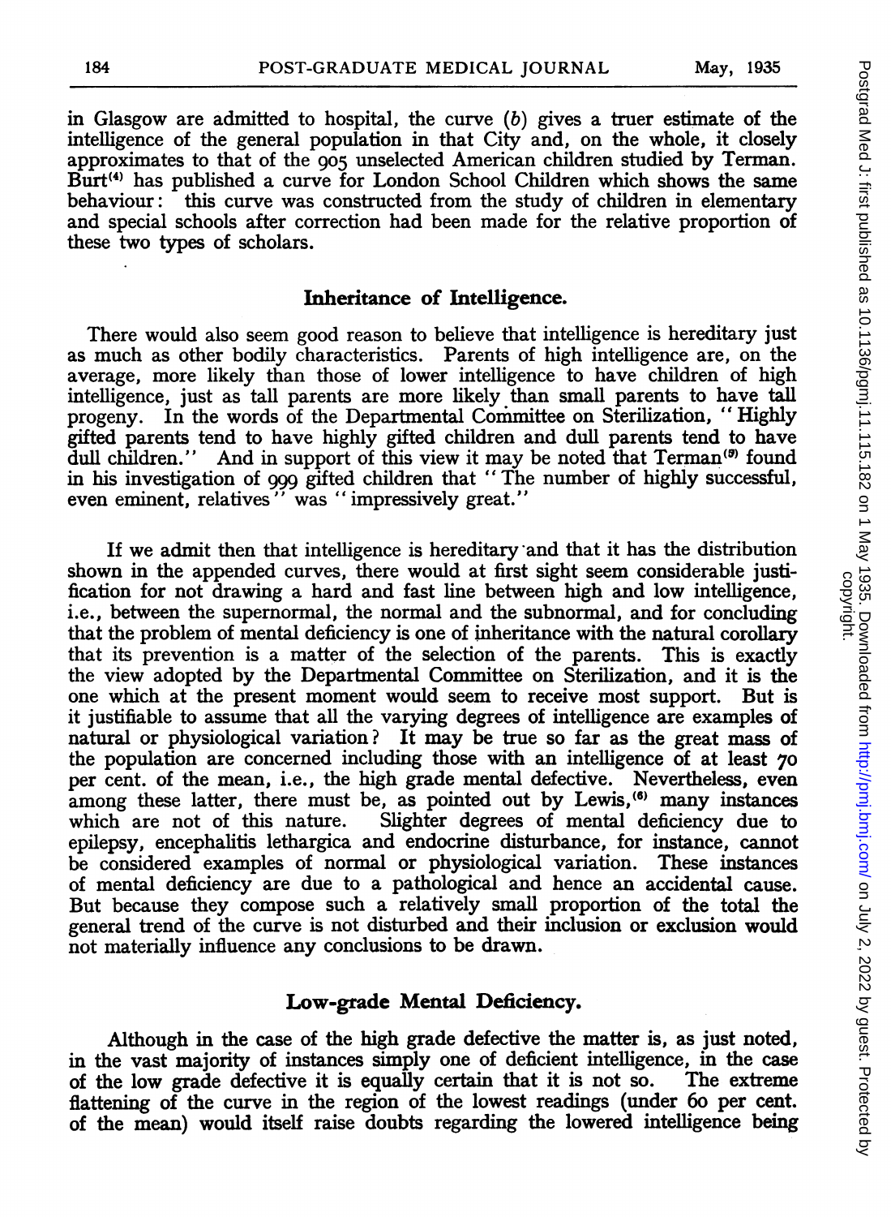in Glasgow are admitted to hospital, the curve (b) gives a truer estimate of the intelligence of the general population in that City and, on the whole, it closely approximates to that of the 905 unselected American children studied by Terman. Burt[4] has published a curve for London School Children which shows the same behaviour: this curve was constructed from the study of children in elementary and special schools after correction had been made for the relative proportion of these two types of scholars.

## Inheritance of Intelligence.

There would also seem good reason to believe that intelligence is hereditary just as much as other bodily characteristics. Parents of high intelligence are, on the average, more likely than those of lower intelligence to have children of high intelligence, just as tall parents are more likely than small parents to have tall progeny. In the words of the Departmental Committee on Sterilization, "Highly gifted parents tend to have highly gifted children and dull parents tend to have dull children." And in support of this view it may be noted that Terman[5] found in his investigation of 999 gifted children that "The number of highly successful, even eminent, relatives" was "impressively great."

If we admit then that intelligence is hereditary and that it has the distribution shown in the appended curves, there would at first sight seem considerable justification for not drawing a hard and fast line between high and low intelligence, i.e., between the supernormal, the normal and the subnormal, and for concluding that the problem of mental deficiency is one of inheritance with the natural corollary that its prevention is a matter of the selection of the parents. This is exactly the view adopted by the Departmental Committee on Sterilization, and it is the one which at the present moment would seem to receive most support. But is it justifiable to assume that all the varying degrees of intelligence are examples of natural or physiological variation? It may be true so far as the great mass of the population are concerned including those with an intelligence of at least 70 per cent. of the mean, i.e., the high grade mental defective. Nevertheless, even among these latter, there must be, as pointed out by Lewis,[6] many instances which are not of this nature. Slighter degrees of mental deficiency due to epilepsy, encephalitis lethargica and endocrine disturbance, for instance, cannot be considered examples of normal or physiological variation. These instances of mental deficiency are due to a pathological and hence an accidental cause. But because they compose such a relatively small proportion of the total the general trend of the curve is not disturbed and their inclusion or exclusion would not materially influence any conclusions to be drawn.

## Low-grade Mental Deficiency.

Although in the case of the high grade defective the matter is, as just noted, in the vast majority of instances simply one of deficient intelligence, in the case of the low grade defective it is equally certain that it is not so. The extreme flattening of the curve in the region of the lowest readings (under 60 per cent. of the mean) would itself raise doubts regarding the lowered intelligence being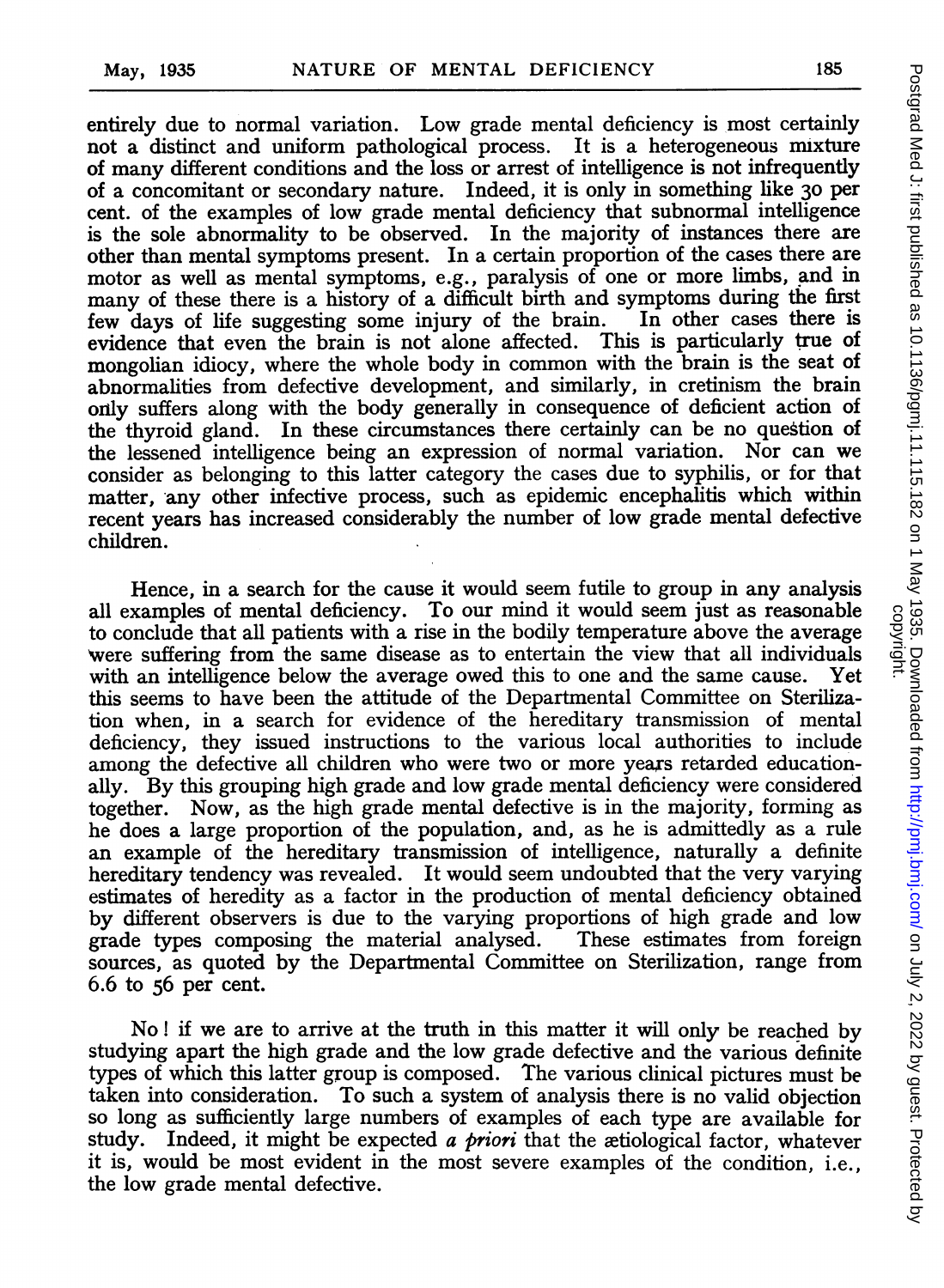entirely due to normal variation. Low grade mental deficiency is most certainly not a distinct and uniform pathological process. It is a heterogeneous mixture of many different conditions and the loss or arrest of intelligence is not infrequently of a concomitant or secondary nature. Indeed, it is only in something like 30 per cent. of the examples of low grade mental deficiency that subnormal intelligence is the sole abnormality to be observed. In the majority of instances there are other than mental symptoms present. In a certain proportion of the cases there are motor as well as mental symptoms, e.g., paralysis of one or more limbs, and in many of these there is a history of a difficult birth and symptoms during the first few days of life suggesting some injury of the brain. In other cases there is evidence that even the brain is not alone affected. This is particularly true of mongolian idiocy, where the whole body in common with the brain is the seat of abnormalities from defective development, and similarly, in cretinism the brain only suffers along with the body generally in consequence of deficient action of the thyroid gland. In these circumstances there certainly can be no question of the lessened intelligence being an expression of normal variation. Nor can we consider as belonging to this latter category the cases due to syphilis, or for that matter, any other infective process, such as epidemic encephalitis which within recent years has increased considerably the number of low grade mental defective children.

Hence, in a search for the cause it would seem futile to group in any analysis all examples of mental deficiency. To our mind it would seem just as reasonable to conclude that all patients with a rise in the bodily temperature above the average were suffering from the same disease as to entertain the view that all individuals with an intelligence below the average owed this to one and the same cause. Yet this seems to have been the attitude of the Departmental Committee on Sterilization when, in a search for evidence of the hereditary transmission of mental deficiency, they issued instructions to the various local authorities to include among the defective all children who were two or more years retarded educationally. By this grouping high grade and low grade mental deficiency were considered together. Now, as the high grade mental defective is in the majority, forming as he does a large proportion of the population, and, as he is admittedly as a rule an example of the hereditary transmission of intelligence, naturally a definite hereditary tendency was revealed. It would seem undoubted that the very varying estimates of heredity as a factor in the production of mental deficiency obtained by different observers is due to the varying proportions of high grade and low grade types composing the material analysed. These estimates from foreign sources, as quoted by the Departmental Committee on Sterilization, range from 6.6 to 56 per cent.

No! if we are to arrive at the truth in this matter it will only be reached by studying apart the high grade and the low grade defective and the various definite types of which this latter group is composed. The various clinical pictures must be taken into consideration. To such a system of analysis there is no valid objection so long as sufficiently large numbers of examples of each type are available for study. Indeed, it might be expected *a priori* that the ætiological factor, whatever it is, would be most evident in the most severe examples of the condition, i.e., the low grade mental defective.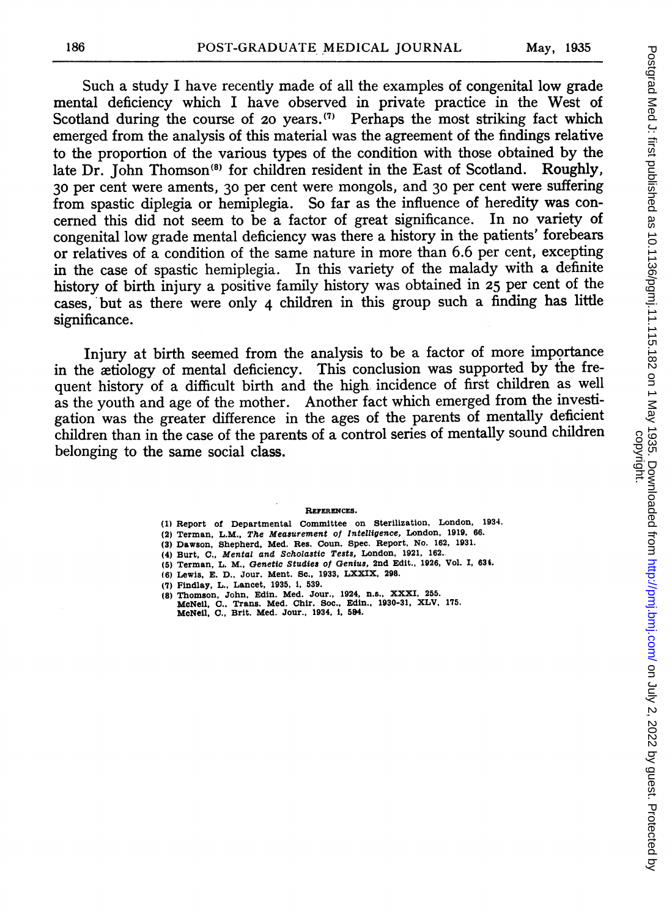Such a study I have recently made of all the examples of congenital low grade mental deficiency which I have observed in private practice in the West of Scotland during the course of 20 years.[7] Perhaps the most striking fact which emerged from the analysis of this material was the agreement of the findings relative to the proportion of the various types of the condition with those obtained by the late Dr. John Thomson[8] for children resident in the East of Scotland. Roughly, 30 per cent were aments, 30 per cent were mongols, and 30 per cent were suffering from spastic diplegia or hemiplegia. So far as the influence of heredity was concerned this did not seem to be a factor of great significance. In no variety of congenital low grade mental deficiency was there a history in the patients' forebears or relatives of a condition of the same nature in more than 6.6 per cent, excepting in the case of spastic hemiplegia. In this variety of the malady with a definite history of birth injury a positive family history was obtained in 25 per cent of the cases, but as there were only 4 children in this group such a finding has little significance.

Injury at birth seemed from the analysis to be a factor of more importance in the ætiology of mental deficiency. This conclusion was supported by the frequent history of a difficult birth and the high incidence of first children as well as the youth and age of the mother. Another fact which emerged from the investigation was the greater difference in the ages of the parents of mentally deficient children than in the case of the parents of a control series of mentally sound children belonging to the same social class.

REFERENCES.

(1) Report of Departmental Committee on Sterilization, London, 1934.
(2) Terman, L.M., *The Measurement of Intelligence*, London, 1919, 66.
(3) Dawson, Shepherd, Med. Res. Coun. Spec. Report, No. 162, 1931.
(4) Burt, C., *Mental and Scholastic Tests*, London, 1921, 162.
(5) Terman, L. M., *Genetic Studies of Genius*, 2nd Edit., 1926, Vol. I, 634.
(6) Lewis, E. D., Jour. Ment. Sc., 1933, LXXIX, 298.
(7) Findlay, L., Lancet, 1935, i, 539.
(8) Thomson, John, Edin. Med. Jour., 1924, n.s., XXXI, 255.
McNeil, C., Trans. Med. Chir. Soc., Edin., 1930-31, XLV, 175.
McNeil, C., Brit. Med. Jour., 1934, i, 584.